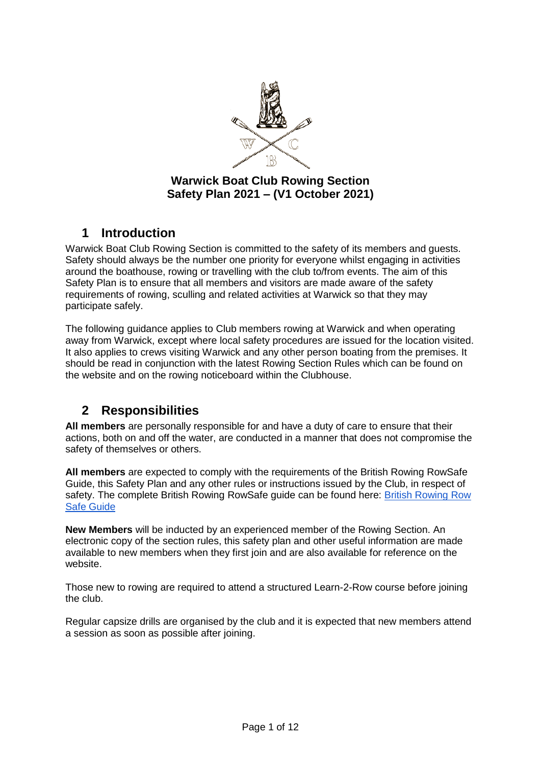**Warwick Boat Club Rowing Section**
**Safety Plan 2021 – (V1 October 2021)**

## 1 Introduction

Warwick Boat Club Rowing Section is committed to the safety of its members and guests. Safety should always be the number one priority for everyone whilst engaging in activities around the boathouse, rowing or travelling with the club to/from events. The aim of this Safety Plan is to ensure that all members and visitors are made aware of the safety requirements of rowing, sculling and related activities at Warwick so that they may participate safely.

The following guidance applies to Club members rowing at Warwick and when operating away from Warwick, except where local safety procedures are issued for the location visited. It also applies to crews visiting Warwick and any other person boating from the premises. It should be read in conjunction with the latest Rowing Section Rules which can be found on the website and on the rowing noticeboard within the Clubhouse.

## 2 Responsibilities

**All members** are personally responsible for and have a duty of care to ensure that their actions, both on and off the water, are conducted in a manner that does not compromise the safety of themselves or others.

**All members** are expected to comply with the requirements of the British Rowing RowSafe Guide, this Safety Plan and any other rules or instructions issued by the Club, in respect of safety. The complete British Rowing RowSafe guide can be found here: British Rowing Row Safe Guide

**New Members** will be inducted by an experienced member of the Rowing Section. An electronic copy of the section rules, this safety plan and other useful information are made available to new members when they first join and are also available for reference on the website.

Those new to rowing are required to attend a structured Learn-2-Row course before joining the club.

Regular capsize drills are organised by the club and it is expected that new members attend a session as soon as possible after joining.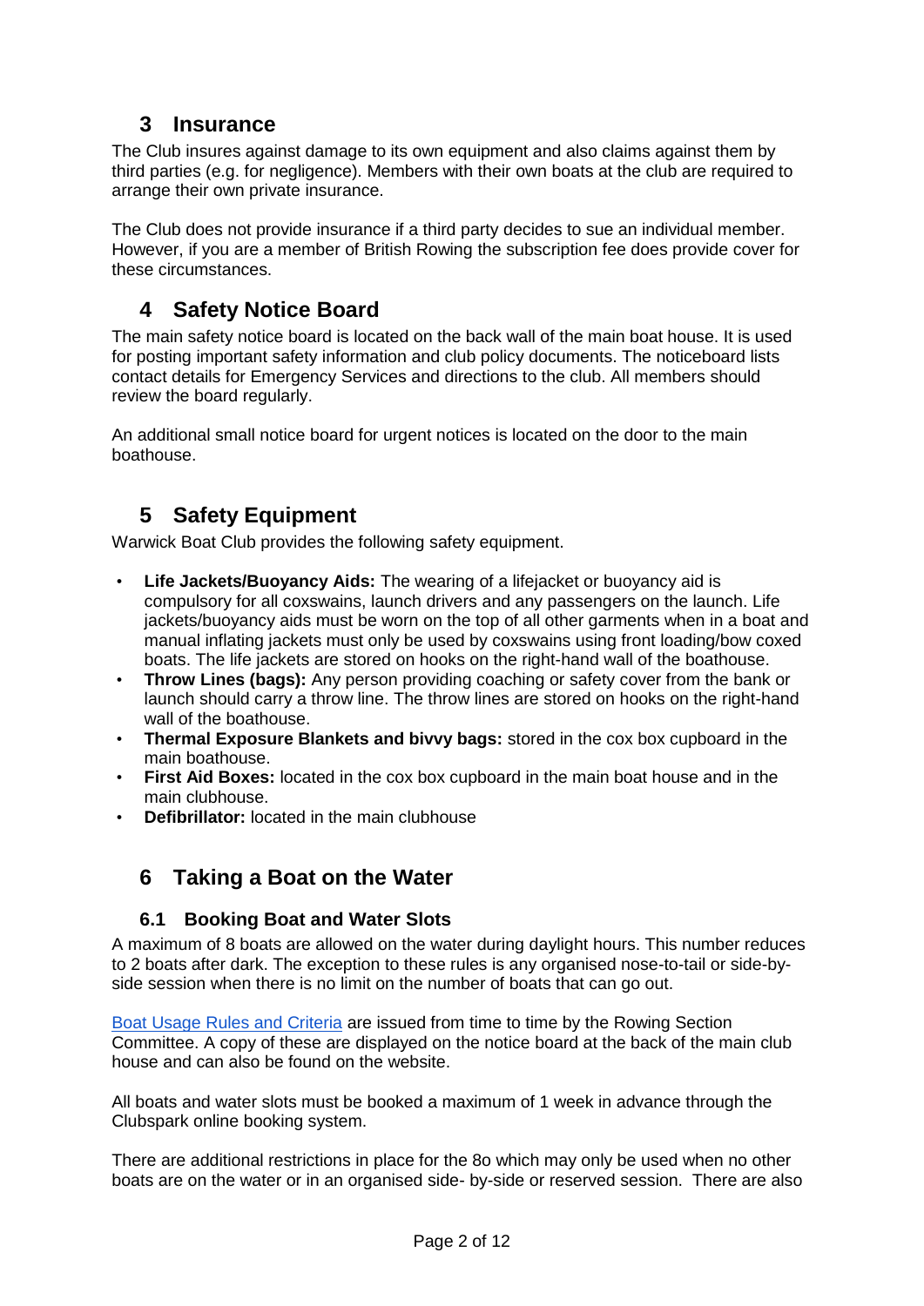## 3 Insurance

The Club insures against damage to its own equipment and also claims against them by third parties (e.g. for negligence). Members with their own boats at the club are required to arrange their own private insurance.

The Club does not provide insurance if a third party decides to sue an individual member. However, if you are a member of British Rowing the subscription fee does provide cover for these circumstances.

## 4 Safety Notice Board

The main safety notice board is located on the back wall of the main boat house. It is used for posting important safety information and club policy documents. The noticeboard lists contact details for Emergency Services and directions to the club. All members should review the board regularly.

An additional small notice board for urgent notices is located on the door to the main boathouse.

## 5 Safety Equipment

Warwick Boat Club provides the following safety equipment.

- **Life Jackets/Buoyancy Aids:** The wearing of a lifejacket or buoyancy aid is compulsory for all coxswains, launch drivers and any passengers on the launch. Life jackets/buoyancy aids must be worn on the top of all other garments when in a boat and manual inflating jackets must only be used by coxswains using front loading/bow coxed boats. The life jackets are stored on hooks on the right-hand wall of the boathouse.
- **Throw Lines (bags):** Any person providing coaching or safety cover from the bank or launch should carry a throw line. The throw lines are stored on hooks on the right-hand wall of the boathouse.
- **Thermal Exposure Blankets and bivvy bags:** stored in the cox box cupboard in the main boathouse.
- **First Aid Boxes:** located in the cox box cupboard in the main boat house and in the main clubhouse.
- **Defibrillator:** located in the main clubhouse

## 6 Taking a Boat on the Water

### 6.1 Booking Boat and Water Slots

A maximum of 8 boats are allowed on the water during daylight hours. This number reduces to 2 boats after dark. The exception to these rules is any organised nose-to-tail or side-by-side session when there is no limit on the number of boats that can go out.

Boat Usage Rules and Criteria are issued from time to time by the Rowing Section Committee. A copy of these are displayed on the notice board at the back of the main club house and can also be found on the website.

All boats and water slots must be booked a maximum of 1 week in advance through the Clubspark online booking system.

There are additional restrictions in place for the 8o which may only be used when no other boats are on the water or in an organised side- by-side or reserved session. There are also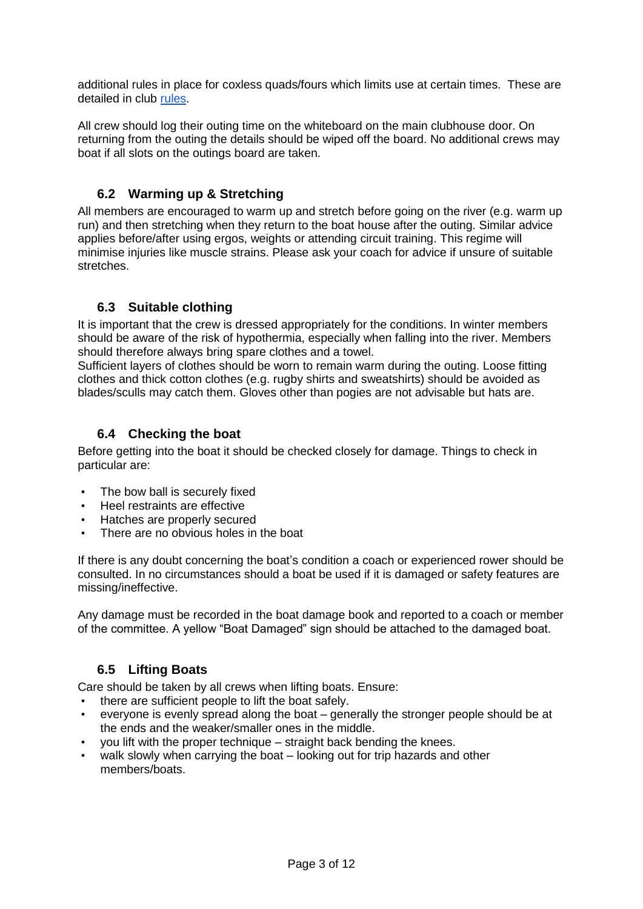additional rules in place for coxless quads/fours which limits use at certain times. These are detailed in club [rules](rules).

All crew should log their outing time on the whiteboard on the main clubhouse door. On returning from the outing the details should be wiped off the board. No additional crews may boat if all slots on the outings board are taken.

### 6.2 Warming up & Stretching

All members are encouraged to warm up and stretch before going on the river (e.g. warm up run) and then stretching when they return to the boat house after the outing. Similar advice applies before/after using ergos, weights or attending circuit training. This regime will minimise injuries like muscle strains. Please ask your coach for advice if unsure of suitable stretches.

### 6.3 Suitable clothing

It is important that the crew is dressed appropriately for the conditions. In winter members should be aware of the risk of hypothermia, especially when falling into the river. Members should therefore always bring spare clothes and a towel.
Sufficient layers of clothes should be worn to remain warm during the outing. Loose fitting clothes and thick cotton clothes (e.g. rugby shirts and sweatshirts) should be avoided as blades/sculls may catch them. Gloves other than pogies are not advisable but hats are.

### 6.4 Checking the boat

Before getting into the boat it should be checked closely for damage. Things to check in particular are:

- The bow ball is securely fixed
- Heel restraints are effective
- Hatches are properly secured
- There are no obvious holes in the boat

If there is any doubt concerning the boat's condition a coach or experienced rower should be consulted. In no circumstances should a boat be used if it is damaged or safety features are missing/ineffective.

Any damage must be recorded in the boat damage book and reported to a coach or member of the committee. A yellow "Boat Damaged" sign should be attached to the damaged boat.

### 6.5 Lifting Boats

Care should be taken by all crews when lifting boats. Ensure:

- there are sufficient people to lift the boat safely.
- everyone is evenly spread along the boat – generally the stronger people should be at the ends and the weaker/smaller ones in the middle.
- you lift with the proper technique – straight back bending the knees.
- walk slowly when carrying the boat – looking out for trip hazards and other members/boats.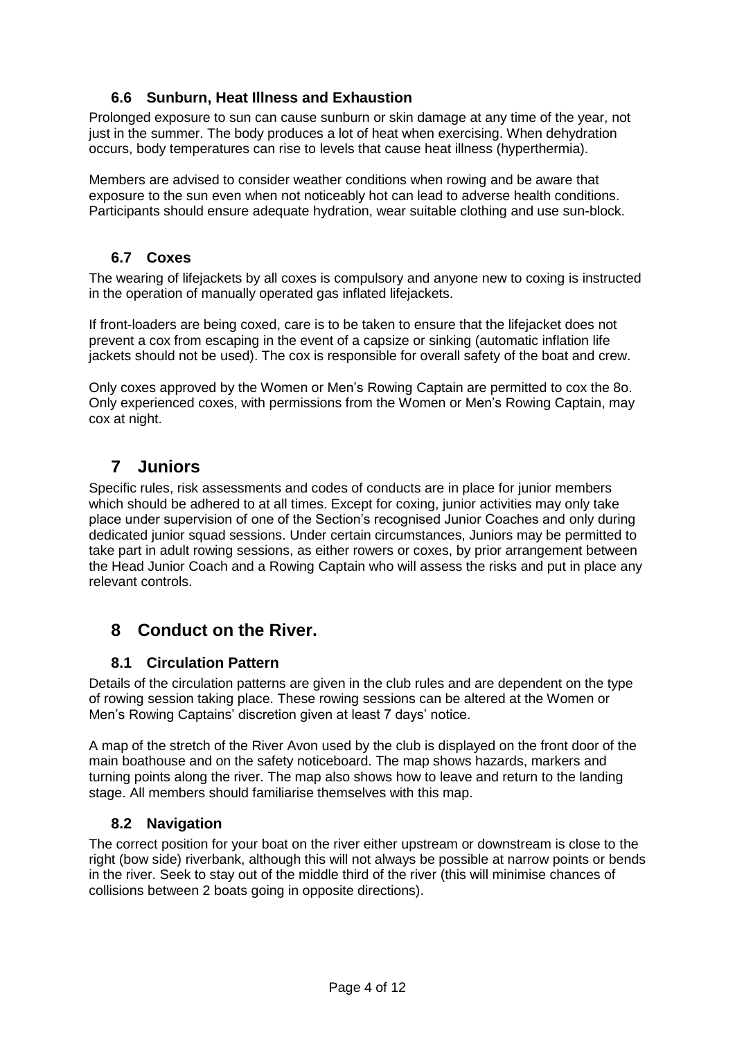### 6.6 Sunburn, Heat Illness and Exhaustion

Prolonged exposure to sun can cause sunburn or skin damage at any time of the year, not just in the summer. The body produces a lot of heat when exercising. When dehydration occurs, body temperatures can rise to levels that cause heat illness (hyperthermia).

Members are advised to consider weather conditions when rowing and be aware that exposure to the sun even when not noticeably hot can lead to adverse health conditions. Participants should ensure adequate hydration, wear suitable clothing and use sun-block.

### 6.7 Coxes

The wearing of lifejackets by all coxes is compulsory and anyone new to coxing is instructed in the operation of manually operated gas inflated lifejackets.

If front-loaders are being coxed, care is to be taken to ensure that the lifejacket does not prevent a cox from escaping in the event of a capsize or sinking (automatic inflation life jackets should not be used). The cox is responsible for overall safety of the boat and crew.

Only coxes approved by the Women or Men's Rowing Captain are permitted to cox the 8o. Only experienced coxes, with permissions from the Women or Men's Rowing Captain, may cox at night.

## 7 Juniors

Specific rules, risk assessments and codes of conducts are in place for junior members which should be adhered to at all times. Except for coxing, junior activities may only take place under supervision of one of the Section's recognised Junior Coaches and only during dedicated junior squad sessions. Under certain circumstances, Juniors may be permitted to take part in adult rowing sessions, as either rowers or coxes, by prior arrangement between the Head Junior Coach and a Rowing Captain who will assess the risks and put in place any relevant controls.

## 8 Conduct on the River.

### 8.1 Circulation Pattern

Details of the circulation patterns are given in the club rules and are dependent on the type of rowing session taking place. These rowing sessions can be altered at the Women or Men's Rowing Captains' discretion given at least 7 days' notice.

A map of the stretch of the River Avon used by the club is displayed on the front door of the main boathouse and on the safety noticeboard. The map shows hazards, markers and turning points along the river. The map also shows how to leave and return to the landing stage. All members should familiarise themselves with this map.

### 8.2 Navigation

The correct position for your boat on the river either upstream or downstream is close to the right (bow side) riverbank, although this will not always be possible at narrow points or bends in the river. Seek to stay out of the middle third of the river (this will minimise chances of collisions between 2 boats going in opposite directions).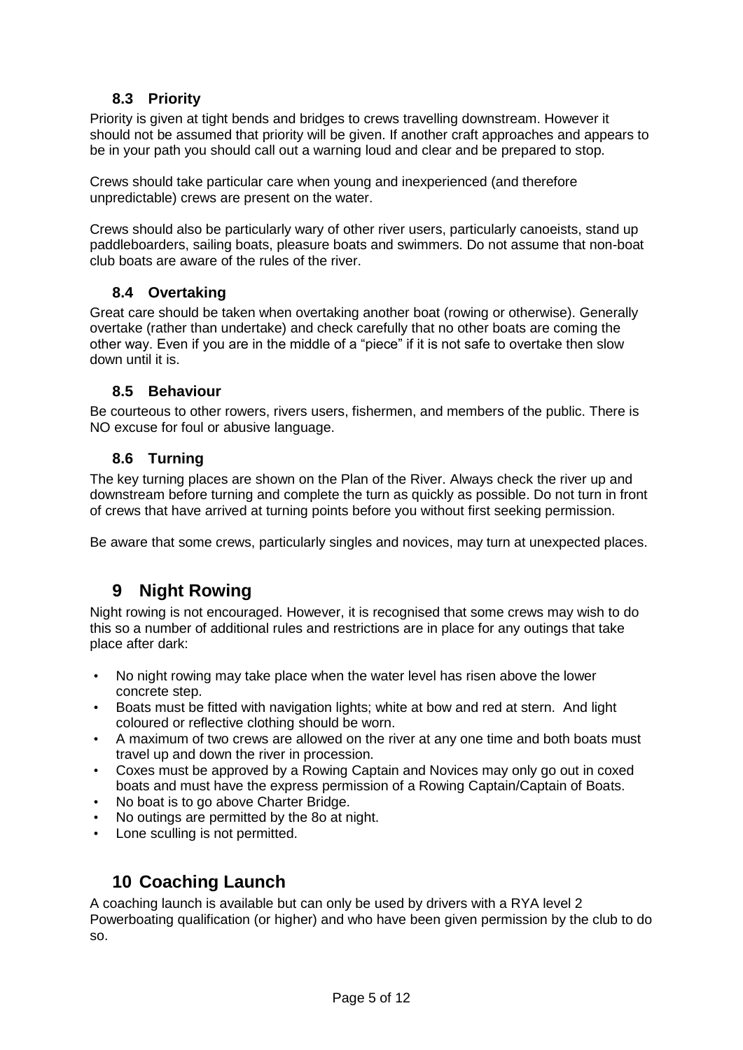### 8.3 Priority

Priority is given at tight bends and bridges to crews travelling downstream. However it should not be assumed that priority will be given. If another craft approaches and appears to be in your path you should call out a warning loud and clear and be prepared to stop.

Crews should take particular care when young and inexperienced (and therefore unpredictable) crews are present on the water.

Crews should also be particularly wary of other river users, particularly canoeists, stand up paddleboarders, sailing boats, pleasure boats and swimmers. Do not assume that non-boat club boats are aware of the rules of the river.

### 8.4 Overtaking

Great care should be taken when overtaking another boat (rowing or otherwise). Generally overtake (rather than undertake) and check carefully that no other boats are coming the other way. Even if you are in the middle of a "piece" if it is not safe to overtake then slow down until it is.

### 8.5 Behaviour

Be courteous to other rowers, rivers users, fishermen, and members of the public. There is NO excuse for foul or abusive language.

### 8.6 Turning

The key turning places are shown on the Plan of the River. Always check the river up and downstream before turning and complete the turn as quickly as possible. Do not turn in front of crews that have arrived at turning points before you without first seeking permission.

Be aware that some crews, particularly singles and novices, may turn at unexpected places.

## 9 Night Rowing

Night rowing is not encouraged. However, it is recognised that some crews may wish to do this so a number of additional rules and restrictions are in place for any outings that take place after dark:

- No night rowing may take place when the water level has risen above the lower concrete step.
- Boats must be fitted with navigation lights; white at bow and red at stern. And light coloured or reflective clothing should be worn.
- A maximum of two crews are allowed on the river at any one time and both boats must travel up and down the river in procession.
- Coxes must be approved by a Rowing Captain and Novices may only go out in coxed boats and must have the express permission of a Rowing Captain/Captain of Boats.
- No boat is to go above Charter Bridge.
- No outings are permitted by the 8o at night.
- Lone sculling is not permitted.

## 10 Coaching Launch

A coaching launch is available but can only be used by drivers with a RYA level 2 Powerboating qualification (or higher) and who have been given permission by the club to do so.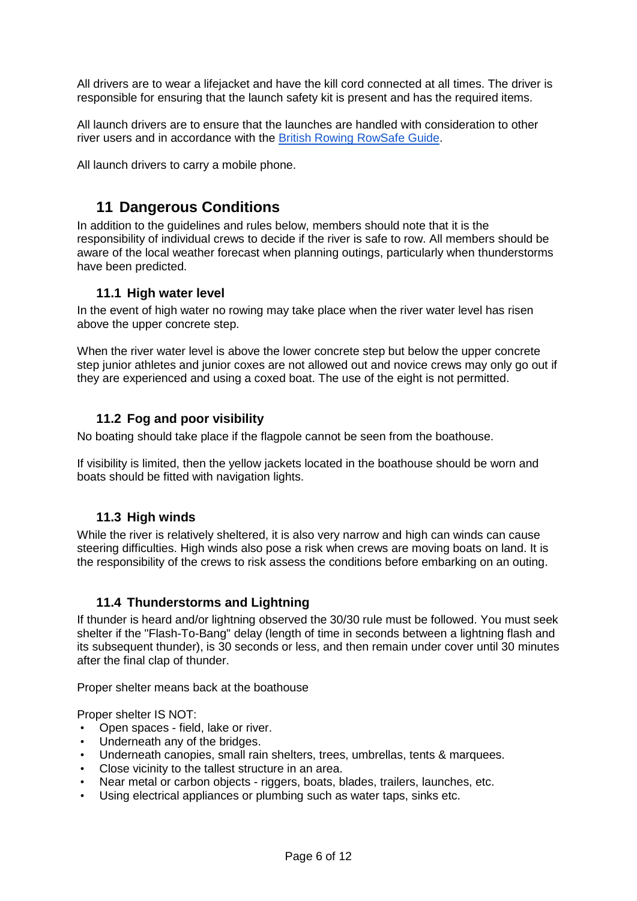All drivers are to wear a lifejacket and have the kill cord connected at all times. The driver is responsible for ensuring that the launch safety kit is present and has the required items.

All launch drivers are to ensure that the launches are handled with consideration to other river users and in accordance with the [British Rowing RowSafe Guide](British Rowing RowSafe Guide).

All launch drivers to carry a mobile phone.

## 11 Dangerous Conditions

In addition to the guidelines and rules below, members should note that it is the responsibility of individual crews to decide if the river is safe to row. All members should be aware of the local weather forecast when planning outings, particularly when thunderstorms have been predicted.

### 11.1 High water level

In the event of high water no rowing may take place when the river water level has risen above the upper concrete step.

When the river water level is above the lower concrete step but below the upper concrete step junior athletes and junior coxes are not allowed out and novice crews may only go out if they are experienced and using a coxed boat. The use of the eight is not permitted.

### 11.2 Fog and poor visibility

No boating should take place if the flagpole cannot be seen from the boathouse.

If visibility is limited, then the yellow jackets located in the boathouse should be worn and boats should be fitted with navigation lights.

### 11.3 High winds

While the river is relatively sheltered, it is also very narrow and high can winds can cause steering difficulties. High winds also pose a risk when crews are moving boats on land. It is the responsibility of the crews to risk assess the conditions before embarking on an outing.

### 11.4 Thunderstorms and Lightning

If thunder is heard and/or lightning observed the 30/30 rule must be followed. You must seek shelter if the "Flash-To-Bang" delay (length of time in seconds between a lightning flash and its subsequent thunder), is 30 seconds or less, and then remain under cover until 30 minutes after the final clap of thunder.

Proper shelter means back at the boathouse

Proper shelter IS NOT:

- Open spaces - field, lake or river.
- Underneath any of the bridges.
- Underneath canopies, small rain shelters, trees, umbrellas, tents & marquees.
- Close vicinity to the tallest structure in an area.
- Near metal or carbon objects - riggers, boats, blades, trailers, launches, etc.
- Using electrical appliances or plumbing such as water taps, sinks etc.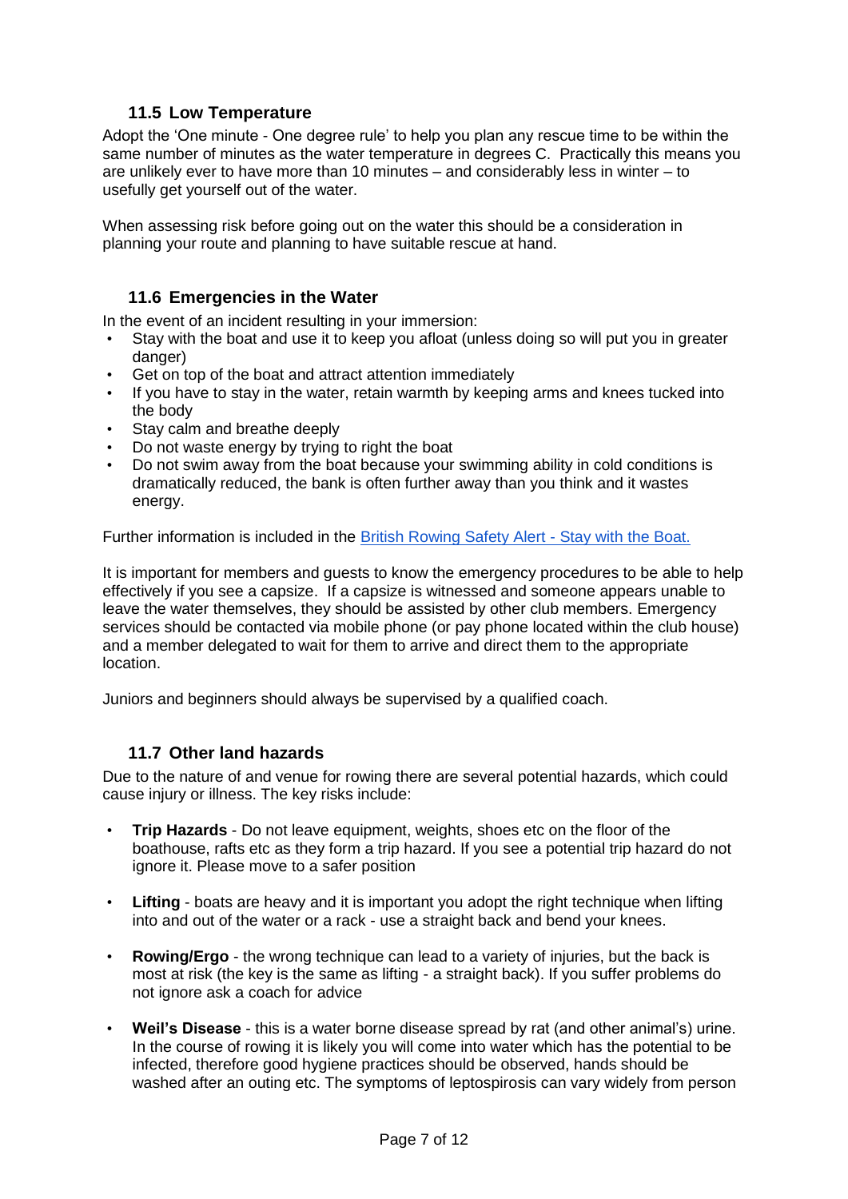### 11.5 Low Temperature

Adopt the 'One minute - One degree rule' to help you plan any rescue time to be within the same number of minutes as the water temperature in degrees C. Practically this means you are unlikely ever to have more than 10 minutes – and considerably less in winter – to usefully get yourself out of the water.

When assessing risk before going out on the water this should be a consideration in planning your route and planning to have suitable rescue at hand.

### 11.6 Emergencies in the Water

In the event of an incident resulting in your immersion:

- Stay with the boat and use it to keep you afloat (unless doing so will put you in greater danger)
- Get on top of the boat and attract attention immediately
- If you have to stay in the water, retain warmth by keeping arms and knees tucked into the body
- Stay calm and breathe deeply
- Do not waste energy by trying to right the boat
- Do not swim away from the boat because your swimming ability in cold conditions is dramatically reduced, the bank is often further away than you think and it wastes energy.

Further information is included in the British Rowing Safety Alert - Stay with the Boat.

It is important for members and guests to know the emergency procedures to be able to help effectively if you see a capsize. If a capsize is witnessed and someone appears unable to leave the water themselves, they should be assisted by other club members. Emergency services should be contacted via mobile phone (or pay phone located within the club house) and a member delegated to wait for them to arrive and direct them to the appropriate location.

Juniors and beginners should always be supervised by a qualified coach.

### 11.7 Other land hazards

Due to the nature of and venue for rowing there are several potential hazards, which could cause injury or illness. The key risks include:

- **Trip Hazards** - Do not leave equipment, weights, shoes etc on the floor of the boathouse, rafts etc as they form a trip hazard. If you see a potential trip hazard do not ignore it. Please move to a safer position

- **Lifting** - boats are heavy and it is important you adopt the right technique when lifting into and out of the water or a rack - use a straight back and bend your knees.

- **Rowing/Ergo** - the wrong technique can lead to a variety of injuries, but the back is most at risk (the key is the same as lifting - a straight back). If you suffer problems do not ignore ask a coach for advice

- **Weil's Disease** - this is a water borne disease spread by rat (and other animal's) urine. In the course of rowing it is likely you will come into water which has the potential to be infected, therefore good hygiene practices should be observed, hands should be washed after an outing etc. The symptoms of leptospirosis can vary widely from person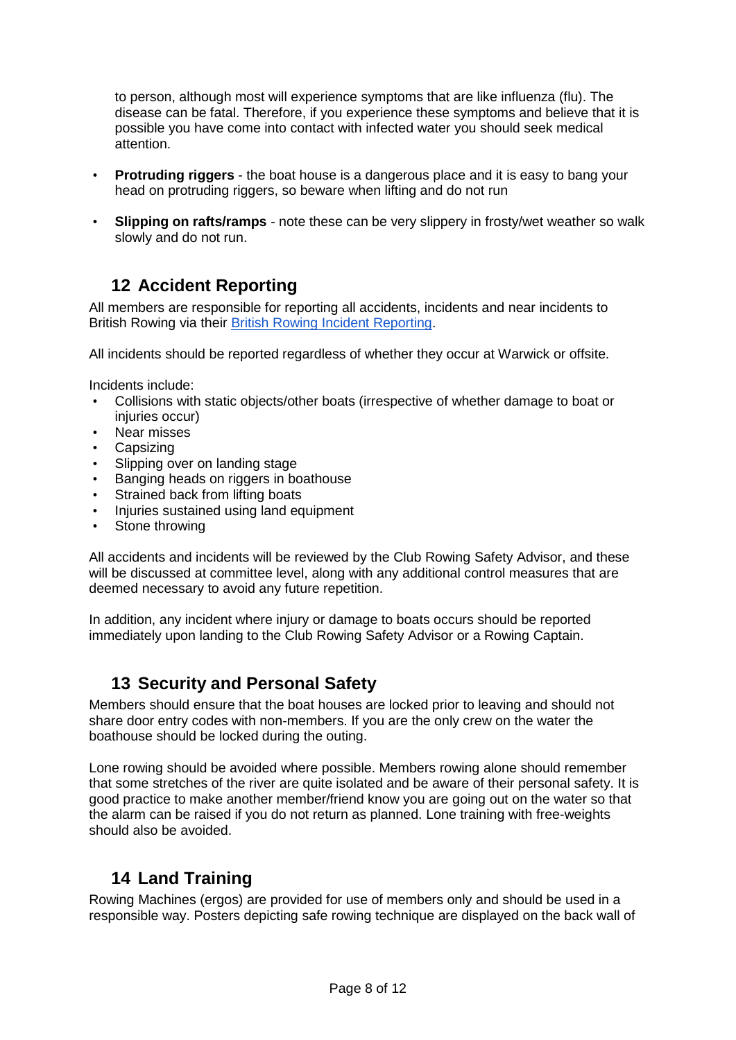to person, although most will experience symptoms that are like influenza (flu). The disease can be fatal. Therefore, if you experience these symptoms and believe that it is possible you have come into contact with infected water you should seek medical attention.

- **Protruding riggers** - the boat house is a dangerous place and it is easy to bang your head on protruding riggers, so beware when lifting and do not run
- **Slipping on rafts/ramps** - note these can be very slippery in frosty/wet weather so walk slowly and do not run.

## 12 Accident Reporting

All members are responsible for reporting all accidents, incidents and near incidents to British Rowing via their British Rowing Incident Reporting.

All incidents should be reported regardless of whether they occur at Warwick or offsite.

Incidents include:

- Collisions with static objects/other boats (irrespective of whether damage to boat or injuries occur)
- Near misses
- Capsizing
- Slipping over on landing stage
- Banging heads on riggers in boathouse
- Strained back from lifting boats
- Injuries sustained using land equipment
- Stone throwing

All accidents and incidents will be reviewed by the Club Rowing Safety Advisor, and these will be discussed at committee level, along with any additional control measures that are deemed necessary to avoid any future repetition.

In addition, any incident where injury or damage to boats occurs should be reported immediately upon landing to the Club Rowing Safety Advisor or a Rowing Captain.

## 13 Security and Personal Safety

Members should ensure that the boat houses are locked prior to leaving and should not share door entry codes with non-members. If you are the only crew on the water the boathouse should be locked during the outing.

Lone rowing should be avoided where possible. Members rowing alone should remember that some stretches of the river are quite isolated and be aware of their personal safety. It is good practice to make another member/friend know you are going out on the water so that the alarm can be raised if you do not return as planned. Lone training with free-weights should also be avoided.

## 14 Land Training

Rowing Machines (ergos) are provided for use of members only and should be used in a responsible way. Posters depicting safe rowing technique are displayed on the back wall of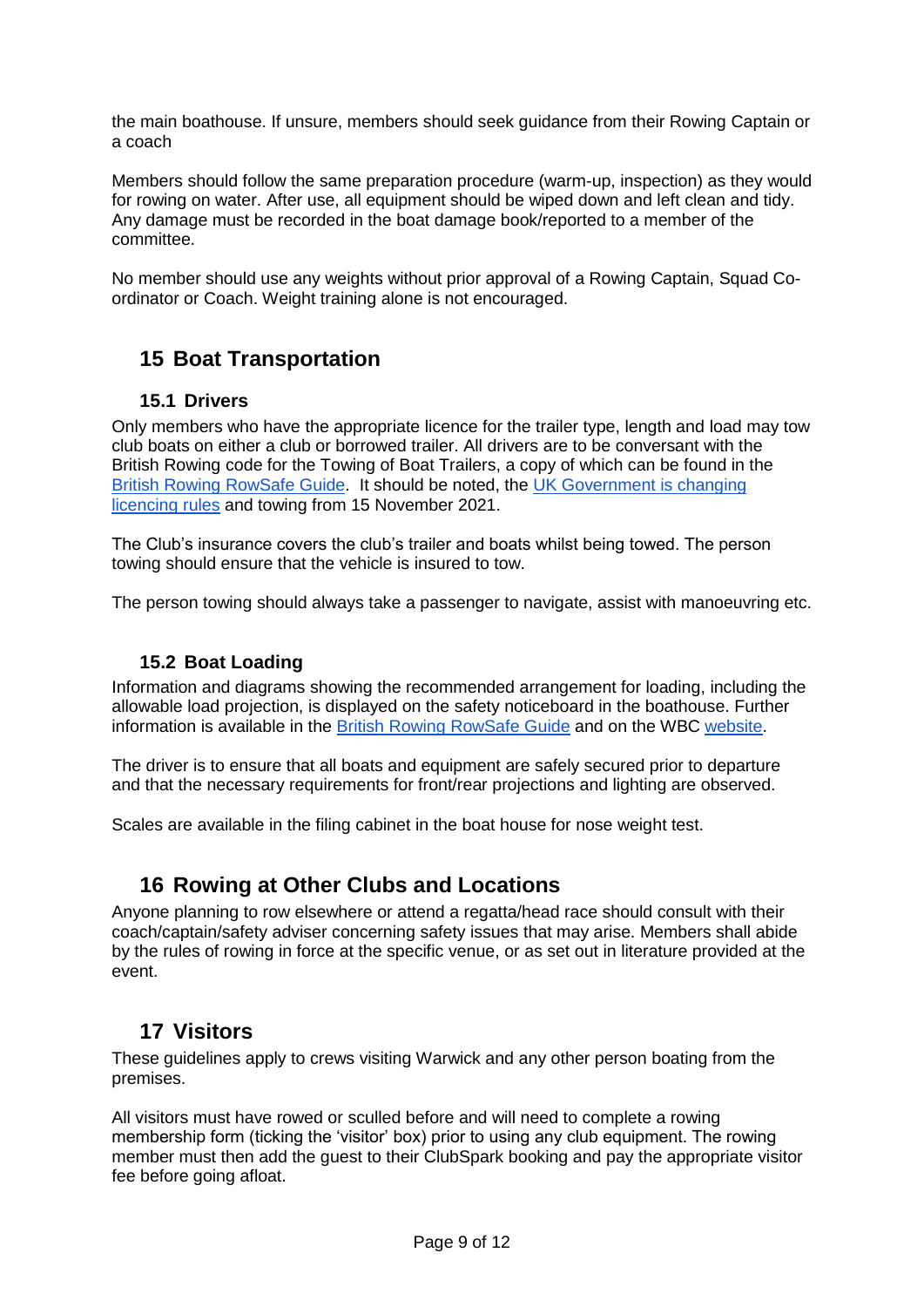the main boathouse. If unsure, members should seek guidance from their Rowing Captain or a coach

Members should follow the same preparation procedure (warm-up, inspection) as they would for rowing on water. After use, all equipment should be wiped down and left clean and tidy. Any damage must be recorded in the boat damage book/reported to a member of the committee.

No member should use any weights without prior approval of a Rowing Captain, Squad Co-ordinator or Coach. Weight training alone is not encouraged.

## 15 Boat Transportation

### 15.1 Drivers

Only members who have the appropriate licence for the trailer type, length and load may tow club boats on either a club or borrowed trailer. All drivers are to be conversant with the British Rowing code for the Towing of Boat Trailers, a copy of which can be found in the British Rowing RowSafe Guide. It should be noted, the UK Government is changing licencing rules and towing from 15 November 2021.

The Club's insurance covers the club's trailer and boats whilst being towed. The person towing should ensure that the vehicle is insured to tow.

The person towing should always take a passenger to navigate, assist with manoeuvring etc.

### 15.2 Boat Loading

Information and diagrams showing the recommended arrangement for loading, including the allowable load projection, is displayed on the safety noticeboard in the boathouse. Further information is available in the British Rowing RowSafe Guide and on the WBC website.

The driver is to ensure that all boats and equipment are safely secured prior to departure and that the necessary requirements for front/rear projections and lighting are observed.

Scales are available in the filing cabinet in the boat house for nose weight test.

## 16 Rowing at Other Clubs and Locations

Anyone planning to row elsewhere or attend a regatta/head race should consult with their coach/captain/safety adviser concerning safety issues that may arise. Members shall abide by the rules of rowing in force at the specific venue, or as set out in literature provided at the event.

## 17 Visitors

These guidelines apply to crews visiting Warwick and any other person boating from the premises.

All visitors must have rowed or sculled before and will need to complete a rowing membership form (ticking the 'visitor' box) prior to using any club equipment. The rowing member must then add the guest to their ClubSpark booking and pay the appropriate visitor fee before going afloat.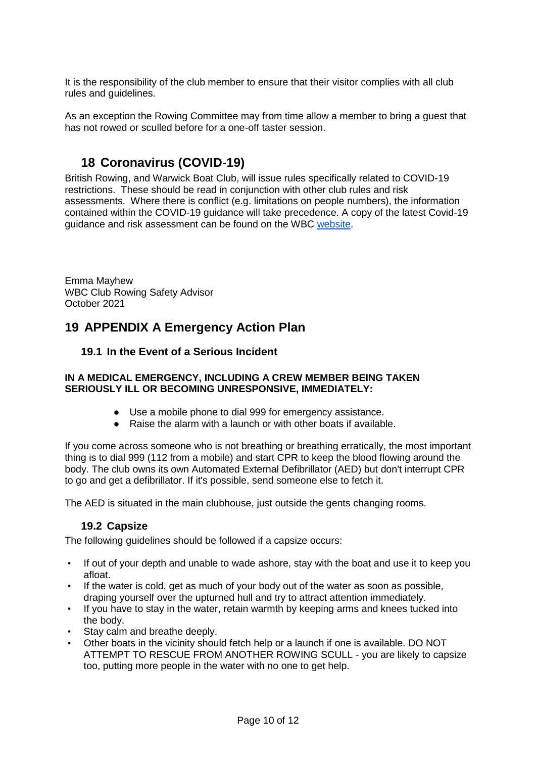It is the responsibility of the club member to ensure that their visitor complies with all club rules and guidelines.

As an exception the Rowing Committee may from time allow a member to bring a guest that has not rowed or sculled before for a one-off taster session.

## 18 Coronavirus (COVID-19)

British Rowing, and Warwick Boat Club, will issue rules specifically related to COVID-19 restrictions. These should be read in conjunction with other club rules and risk assessments. Where there is conflict (e.g. limitations on people numbers), the information contained within the COVID-19 guidance will take precedence. A copy of the latest Covid-19 guidance and risk assessment can be found on the WBC website.

Emma Mayhew
WBC Club Rowing Safety Advisor
October 2021

# 19 APPENDIX A Emergency Action Plan

### 19.1 In the Event of a Serious Incident

**IN A MEDICAL EMERGENCY, INCLUDING A CREW MEMBER BEING TAKEN SERIOUSLY ILL OR BECOMING UNRESPONSIVE, IMMEDIATELY:**

- Use a mobile phone to dial 999 for emergency assistance.
- Raise the alarm with a launch or with other boats if available.

If you come across someone who is not breathing or breathing erratically, the most important thing is to dial 999 (112 from a mobile) and start CPR to keep the blood flowing around the body. The club owns its own Automated External Defibrillator (AED) but don't interrupt CPR to go and get a defibrillator. If it's possible, send someone else to fetch it.

The AED is situated in the main clubhouse, just outside the gents changing rooms.

### 19.2 Capsize

The following guidelines should be followed if a capsize occurs:

- If out of your depth and unable to wade ashore, stay with the boat and use it to keep you afloat.
- If the water is cold, get as much of your body out of the water as soon as possible, draping yourself over the upturned hull and try to attract attention immediately.
- If you have to stay in the water, retain warmth by keeping arms and knees tucked into the body.
- Stay calm and breathe deeply.
- Other boats in the vicinity should fetch help or a launch if one is available. DO NOT ATTEMPT TO RESCUE FROM ANOTHER ROWING SCULL - you are likely to capsize too, putting more people in the water with no one to get help.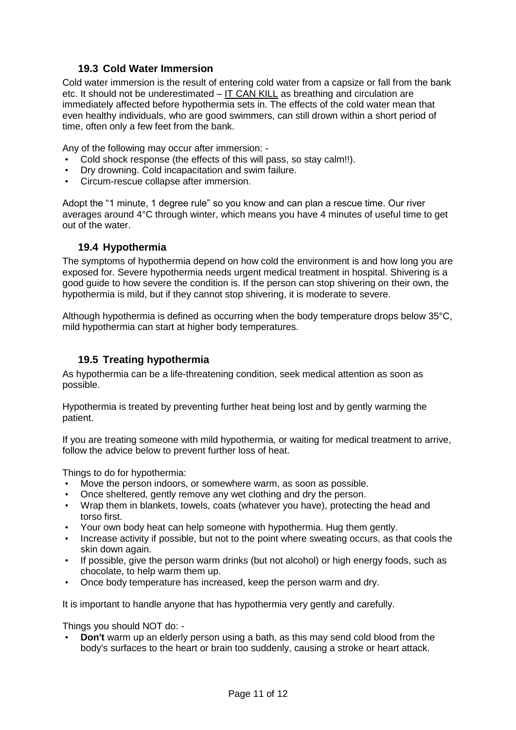### 19.3 Cold Water Immersion

Cold water immersion is the result of entering cold water from a capsize or fall from the bank etc. It should not be underestimated – IT CAN KILL as breathing and circulation are immediately affected before hypothermia sets in. The effects of the cold water mean that even healthy individuals, who are good swimmers, can still drown within a short period of time, often only a few feet from the bank.

Any of the following may occur after immersion: -

- Cold shock response (the effects of this will pass, so stay calm!!).
- Dry drowning. Cold incapacitation and swim failure.
- Circum-rescue collapse after immersion.

Adopt the "1 minute, 1 degree rule" so you know and can plan a rescue time. Our river averages around 4°C through winter, which means you have 4 minutes of useful time to get out of the water.

### 19.4 Hypothermia

The symptoms of hypothermia depend on how cold the environment is and how long you are exposed for. Severe hypothermia needs urgent medical treatment in hospital. Shivering is a good guide to how severe the condition is. If the person can stop shivering on their own, the hypothermia is mild, but if they cannot stop shivering, it is moderate to severe.

Although hypothermia is defined as occurring when the body temperature drops below 35°C, mild hypothermia can start at higher body temperatures.

### 19.5 Treating hypothermia

As hypothermia can be a life-threatening condition, seek medical attention as soon as possible.

Hypothermia is treated by preventing further heat being lost and by gently warming the patient.

If you are treating someone with mild hypothermia, or waiting for medical treatment to arrive, follow the advice below to prevent further loss of heat.

Things to do for hypothermia:

- Move the person indoors, or somewhere warm, as soon as possible.
- Once sheltered, gently remove any wet clothing and dry the person.
- Wrap them in blankets, towels, coats (whatever you have), protecting the head and torso first.
- Your own body heat can help someone with hypothermia. Hug them gently.
- Increase activity if possible, but not to the point where sweating occurs, as that cools the skin down again.
- If possible, give the person warm drinks (but not alcohol) or high energy foods, such as chocolate, to help warm them up.
- Once body temperature has increased, keep the person warm and dry.

It is important to handle anyone that has hypothermia very gently and carefully.

Things you should NOT do: -

- **Don't** warm up an elderly person using a bath, as this may send cold blood from the body's surfaces to the heart or brain too suddenly, causing a stroke or heart attack.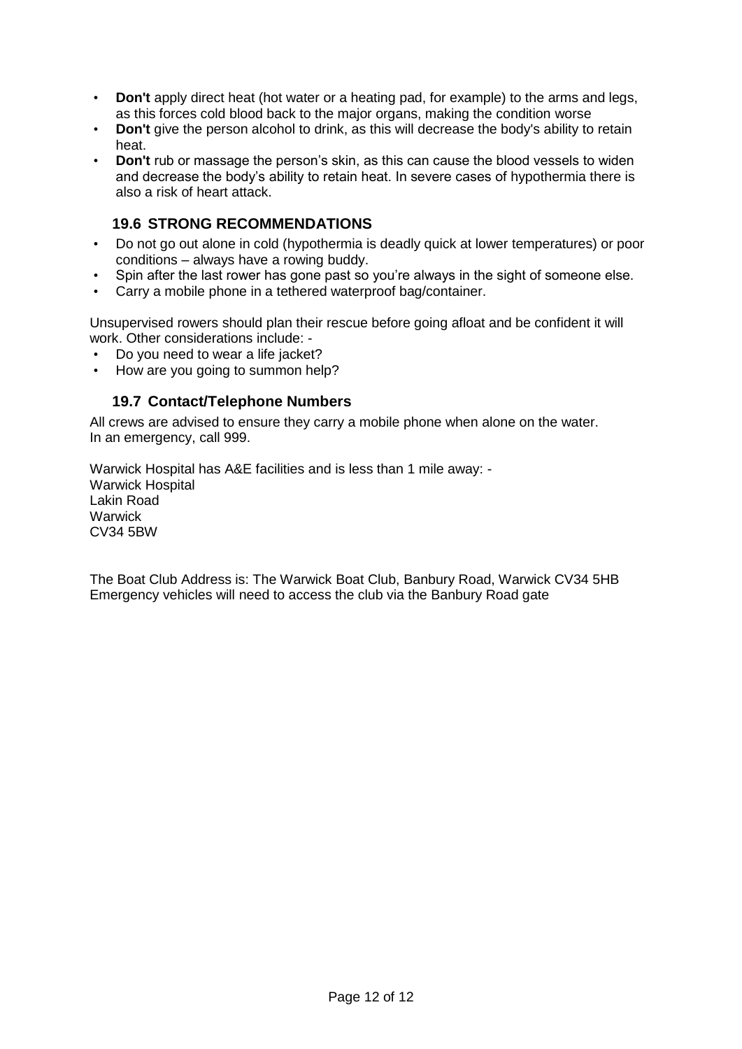- **Don't** apply direct heat (hot water or a heating pad, for example) to the arms and legs, as this forces cold blood back to the major organs, making the condition worse
- **Don't** give the person alcohol to drink, as this will decrease the body's ability to retain heat.
- **Don't** rub or massage the person's skin, as this can cause the blood vessels to widen and decrease the body's ability to retain heat. In severe cases of hypothermia there is also a risk of heart attack.

## 19.6 STRONG RECOMMENDATIONS

- Do not go out alone in cold (hypothermia is deadly quick at lower temperatures) or poor conditions – always have a rowing buddy.
- Spin after the last rower has gone past so you're always in the sight of someone else.
- Carry a mobile phone in a tethered waterproof bag/container.

Unsupervised rowers should plan their rescue before going afloat and be confident it will work. Other considerations include: -

- Do you need to wear a life jacket?
- How are you going to summon help?

## 19.7 Contact/Telephone Numbers

All crews are advised to ensure they carry a mobile phone when alone on the water.
In an emergency, call 999.

Warwick Hospital has A&E facilities and is less than 1 mile away: -
Warwick Hospital
Lakin Road
Warwick
CV34 5BW

The Boat Club Address is: The Warwick Boat Club, Banbury Road, Warwick CV34 5HB
Emergency vehicles will need to access the club via the Banbury Road gate